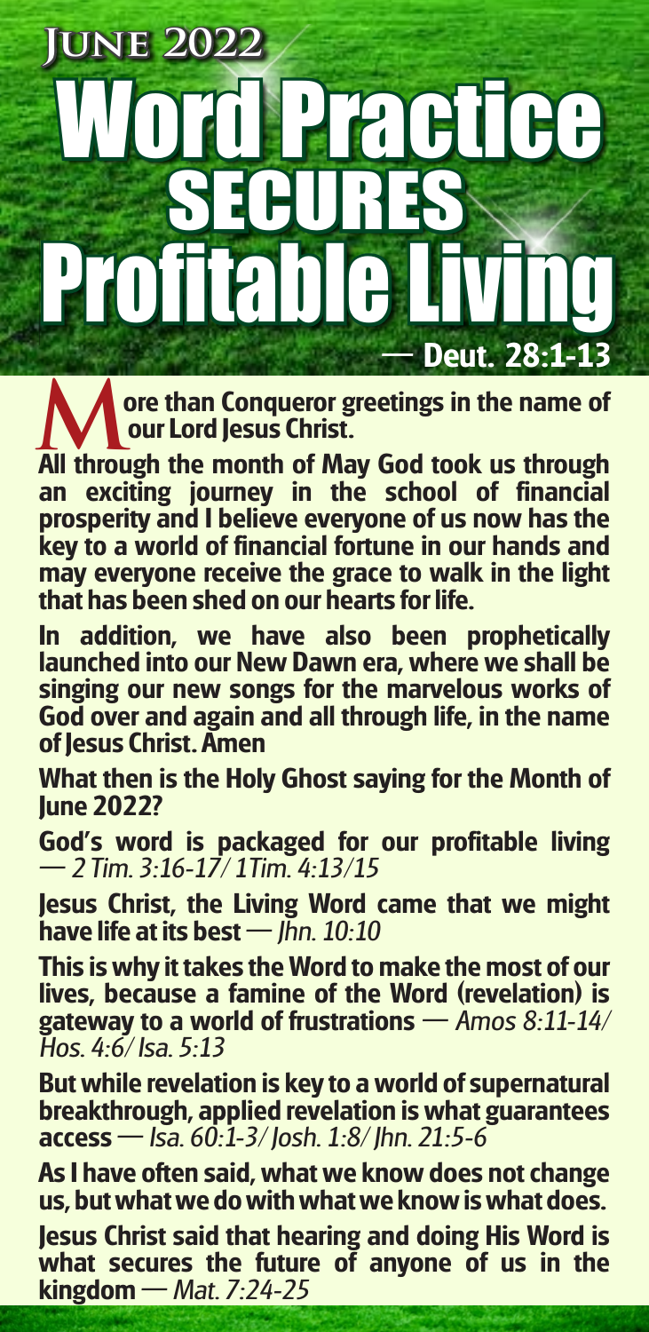**June 2022**

# Word Practice SECURES Profitable Living

— Deut. 28:1-13

**More than Conqueror greetings in the name of our Lord Jesus Christ.**

**All through the month of May God took us through an exciting journey in the school of financial prosperity and I believe everyone of us now has the key to a world of financial fortune in our hands and may everyone receive the grace to walk in the light that has been shed on our hearts for life.**

**In addition, we have also been prophetically launched into our New Dawn era, where we shall be singing our new songs for the marvelous works of God over and again and all through life, in the name of Jesus Christ. Amen**

**What then is the Holy Ghost saying for the Month of June 2022?**

**God's word is packaged for our profitable living** — *2 Tim. 3:16-17/ 1Tim. 4:13/15*

**Jesus Christ, the Living Word came that we might have life at its best** — *Jhn. 10:10*

**This is why it takes the Word to make the most of our lives, because a famine of the Word (revelation) is gateway to a world of frustrations** — *Amos 8:11-14/ Hos. 4:6/ Isa. 5:13*

**But while revelation is key to a world of supernatural breakthrough, applied revelation is what guarantees access** — *Isa. 60:1-3/ Josh. 1:8/ Jhn. 21:5-6*

**As I have often said, what we know does not change us, but what we do with what we know is what does.**

**Jesus Christ said that hearing and doing His Word is what secures the future of anyone of us in the kingdom** — *Mat. 7:24-25*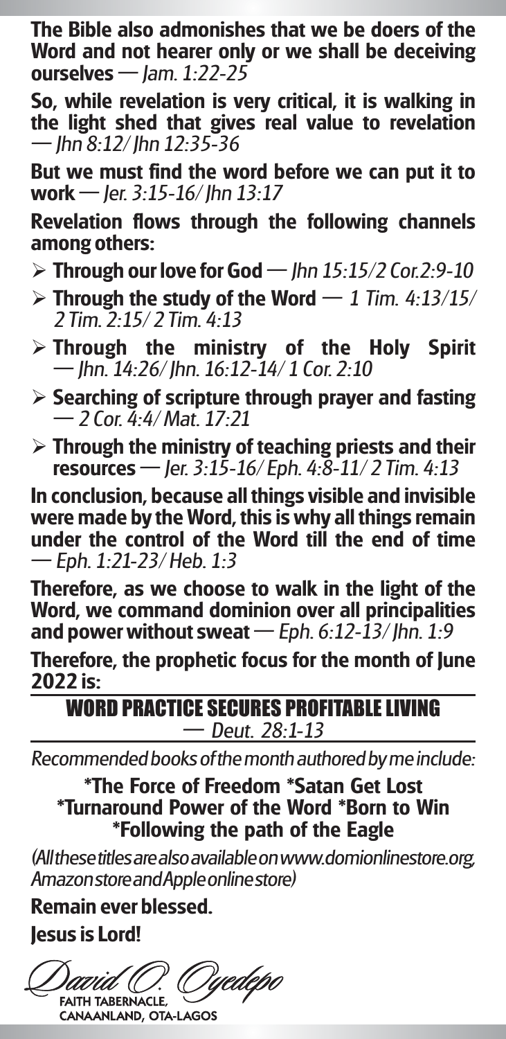**The Bible also admonishes that we be doers of the Word and not hearer only or we shall be deceiving ourselves** — *Jam. 1:22-25*

**So, while revelation is very critical, it is walking in the light shed that gives real value to revelation** — *Jhn 8:12/ Jhn 12:35-36*

**But we must find the word before we can put it to work** — *Jer. 3:15-16/ Jhn 13:17*

**Revelation flows through the following channels among others:**

- **Through our love for God** — *Jhn 15:15/2 Cor.2:9-10*
- **Through the study of the Word** — *1 Tim. 4:13/15/ 2 Tim. 2:15/ 2 Tim. 4:13*
- **Through the ministry of the Holy Spirit** — *Jhn. 14:26/ Jhn. 16:12-14/ 1 Cor. 2:10*
- **Searching of scripture through prayer and fasting** — *2 Cor. 4:4/ Mat. 17:21*
- **Through the ministry of teaching priests and their resources** — *Jer. 3:15-16/ Eph. 4:8-11/ 2 Tim. 4:13*

**In conclusion, because all things visible and invisible were made by the Word, this is why all things remain under the control of the Word till the end of time** — *Eph. 1:21-23/ Heb. 1:3*

**Therefore, as we choose to walk in the light of the Word, we command dominion over all principalities and power without sweat** — *Eph. 6:12-13/ Jhn. 1:9*

**Therefore, the prophetic focus for the month of June 2022 is:**

## WORD PRACTICE SECURES PROFITABLE LIVING

— *Deut. 28:1-13*

*Recommended books of the month authored by me include:*

**\*The Force of Freedom \*Satan Get Lost**
**\*Turnaround Power of the Word \*Born to Win**
**\*Following the path of the Eagle**

*(All these titles are also available on www.domionlinestore.org, Amazon store and Apple online store)*

**Remain ever blessed.**

**Jesus is Lord!**

*David O. Oyedepo*

FAITH TABERNACLE,
CANAANLAND, OTA-LAGOS